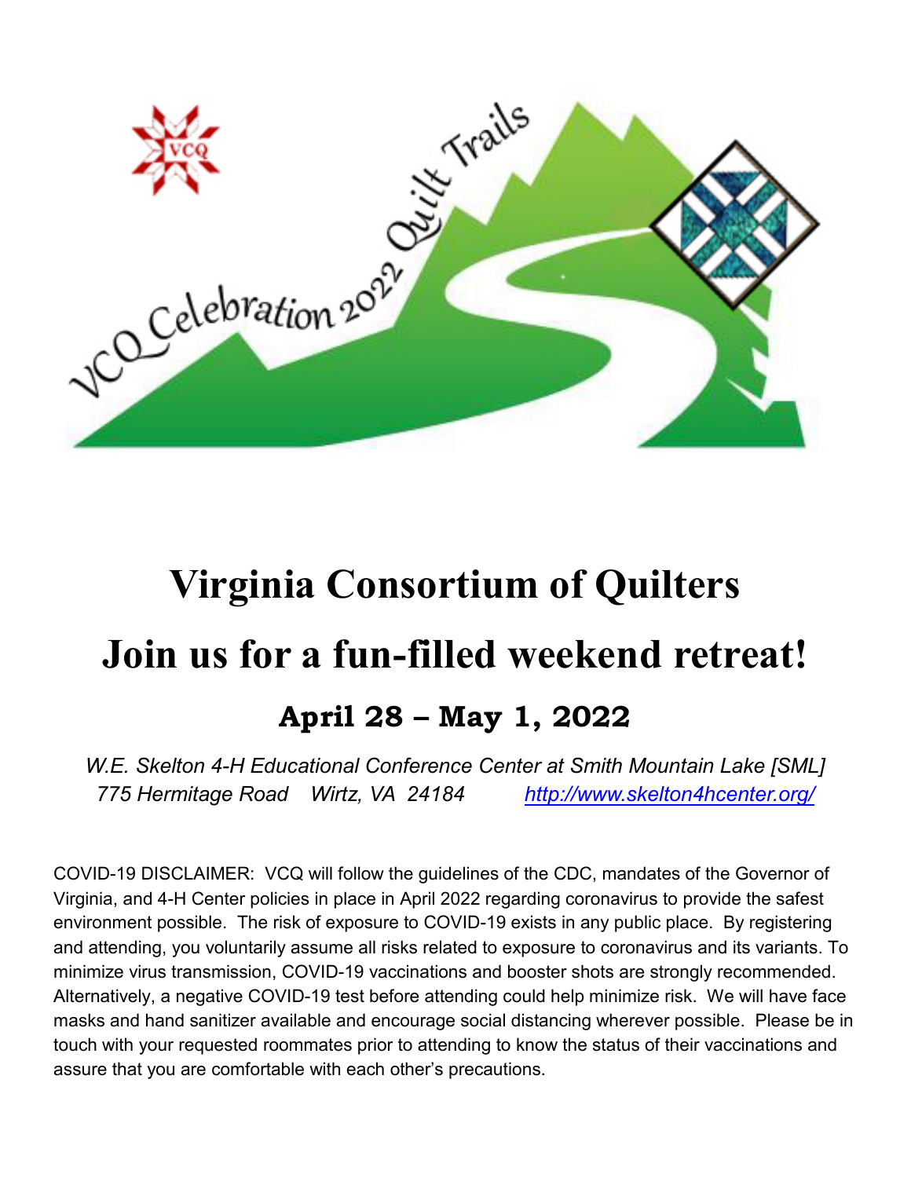# Virginia Consortium of Quilters

# Join us for a fun-filled weekend retreat!

## April 28 – May 1, 2022

*W.E. Skelton 4-H Educational Conference Center at Smith Mountain Lake [SML]*
*775 Hermitage Road Wirtz, VA 24184* *http://www.skelton4hcenter.org/*

COVID-19 DISCLAIMER: VCQ will follow the guidelines of the CDC, mandates of the Governor of Virginia, and 4-H Center policies in place in April 2022 regarding coronavirus to provide the safest environment possible. The risk of exposure to COVID-19 exists in any public place. By registering and attending, you voluntarily assume all risks related to exposure to coronavirus and its variants. To minimize virus transmission, COVID-19 vaccinations and booster shots are strongly recommended. Alternatively, a negative COVID-19 test before attending could help minimize risk. We will have face masks and hand sanitizer available and encourage social distancing wherever possible. Please be in touch with your requested roommates prior to attending to know the status of their vaccinations and assure that you are comfortable with each other's precautions.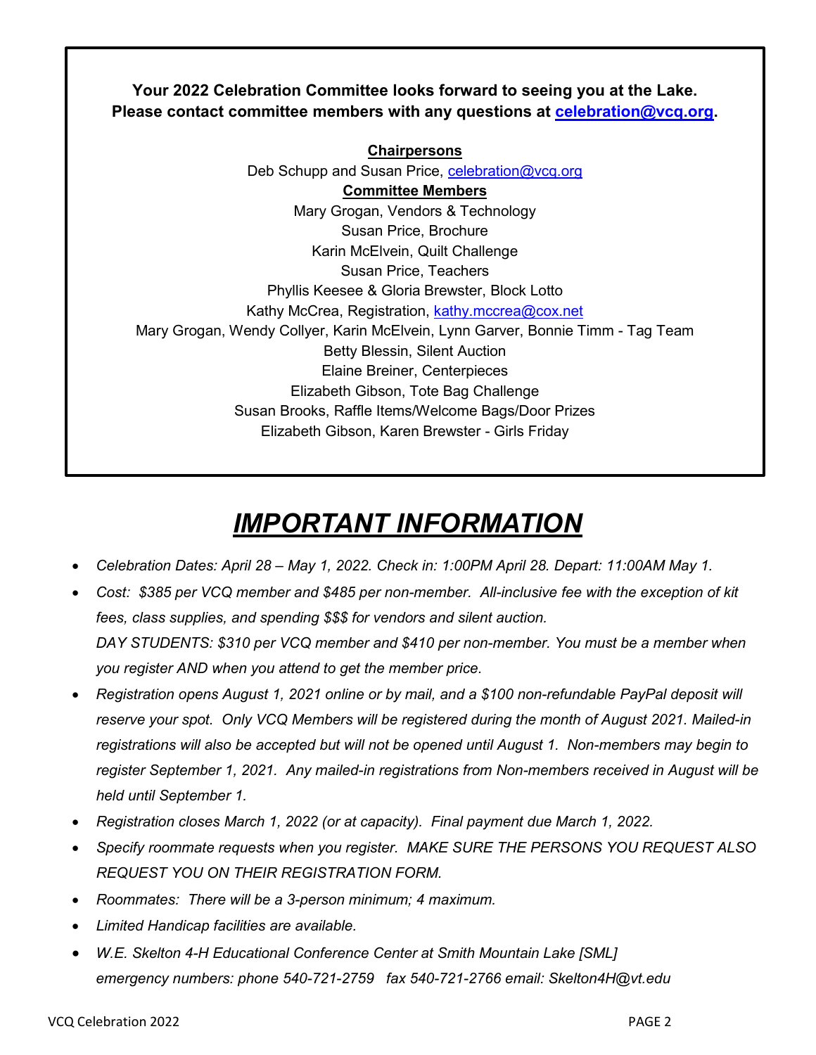**Your 2022 Celebration Committee looks forward to seeing you at the Lake.**
**Please contact committee members with any questions at [celebration@vcq.org](mailto:celebration@vcq.org).**

**Chairpersons**

Deb Schupp and Susan Price, celebration@vcq.org

**Committee Members**

Mary Grogan, Vendors & Technology
Susan Price, Brochure
Karin McElvein, Quilt Challenge
Susan Price, Teachers
Phyllis Keesee & Gloria Brewster, Block Lotto
Kathy McCrea, Registration, kathy.mccrea@cox.net
Mary Grogan, Wendy Collyer, Karin McElvein, Lynn Garver, Bonnie Timm - Tag Team
Betty Blessin, Silent Auction
Elaine Breiner, Centerpieces
Elizabeth Gibson, Tote Bag Challenge
Susan Brooks, Raffle Items/Welcome Bags/Door Prizes
Elizabeth Gibson, Karen Brewster - Girls Friday

# *IMPORTANT INFORMATION*

- *Celebration Dates: April 28 – May 1, 2022. Check in: 1:00PM April 28. Depart: 11:00AM May 1.*
- *Cost: $385 per VCQ member and $485 per non-member. All-inclusive fee with the exception of kit fees, class supplies, and spending $$$ for vendors and silent auction.*
  *DAY STUDENTS: $310 per VCQ member and $410 per non-member. You must be a member when you register AND when you attend to get the member price.*
- *Registration opens August 1, 2021 online or by mail, and a $100 non-refundable PayPal deposit will reserve your spot. Only VCQ Members will be registered during the month of August 2021. Mailed-in registrations will also be accepted but will not be opened until August 1. Non-members may begin to register September 1, 2021. Any mailed-in registrations from Non-members received in August will be held until September 1.*
- *Registration closes March 1, 2022 (or at capacity). Final payment due March 1, 2022.*
- *Specify roommate requests when you register. MAKE SURE THE PERSONS YOU REQUEST ALSO REQUEST YOU ON THEIR REGISTRATION FORM.*
- *Roommates: There will be a 3-person minimum; 4 maximum.*
- *Limited Handicap facilities are available.*
- *W.E. Skelton 4-H Educational Conference Center at Smith Mountain Lake [SML]*
  *emergency numbers: phone 540-721-2759 fax 540-721-2766 email: Skelton4H@vt.edu*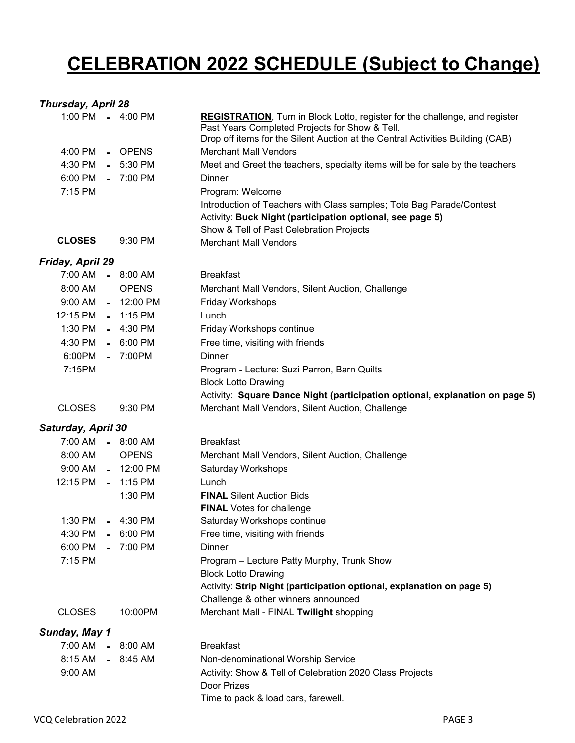# CELEBRATION 2022 SCHEDULE (Subject to Change)

### *Thursday, April 28*

| Time | Event |
|---|---|
| 1:00 PM - 4:00 PM | **REGISTRATION**, Turn in Block Lotto, register for the challenge, and register Past Years Completed Projects for Show & Tell. Drop off items for the Silent Auction at the Central Activities Building (CAB) |
| 4:00 PM - OPENS | Merchant Mall Vendors |
| 4:30 PM - 5:30 PM | Meet and Greet the teachers, specialty items will be for sale by the teachers |
| 6:00 PM - 7:00 PM | Dinner |
| 7:15 PM | Program: Welcome |
| | Introduction of Teachers with Class samples; Tote Bag Parade/Contest |
| | Activity: **Buck Night (participation optional, see page 5)** |
| | Show & Tell of Past Celebration Projects |
| **CLOSES** 9:30 PM | Merchant Mall Vendors |

### *Friday, April 29*

| Time | Event |
|---|---|
| 7:00 AM - 8:00 AM | Breakfast |
| 8:00 AM OPENS | Merchant Mall Vendors, Silent Auction, Challenge |
| 9:00 AM - 12:00 PM | Friday Workshops |
| 12:15 PM - 1:15 PM | Lunch |
| 1:30 PM - 4:30 PM | Friday Workshops continue |
| 4:30 PM - 6:00 PM | Free time, visiting with friends |
| 6:00PM - 7:00PM | Dinner |
| 7:15PM | Program - Lecture: Suzi Parron, Barn Quilts |
| | Block Lotto Drawing |
| | Activity: **Square Dance Night (participation optional, explanation on page 5)** |
| CLOSES 9:30 PM | Merchant Mall Vendors, Silent Auction, Challenge |

### *Saturday, April 30*

| Time | Event |
|---|---|
| 7:00 AM - 8:00 AM | Breakfast |
| 8:00 AM OPENS | Merchant Mall Vendors, Silent Auction, Challenge |
| 9:00 AM - 12:00 PM | Saturday Workshops |
| 12:15 PM - 1:15 PM | Lunch |
| 1:30 PM | **FINAL** Silent Auction Bids |
| | **FINAL** Votes for challenge |
| 1:30 PM - 4:30 PM | Saturday Workshops continue |
| 4:30 PM - 6:00 PM | Free time, visiting with friends |
| 6:00 PM - 7:00 PM | Dinner |
| 7:15 PM | Program – Lecture Patty Murphy, Trunk Show |
| | Block Lotto Drawing |
| | Activity: **Strip Night (participation optional, explanation on page 5)** |
| | Challenge & other winners announced |
| CLOSES 10:00PM | Merchant Mall - FINAL **Twilight** shopping |

### *Sunday, May 1*

| Time | Event |
|---|---|
| 7:00 AM - 8:00 AM | Breakfast |
| 8:15 AM - 8:45 AM | Non-denominational Worship Service |
| 9:00 AM | Activity: Show & Tell of Celebration 2020 Class Projects |
| | Door Prizes |
| | Time to pack & load cars, farewell. |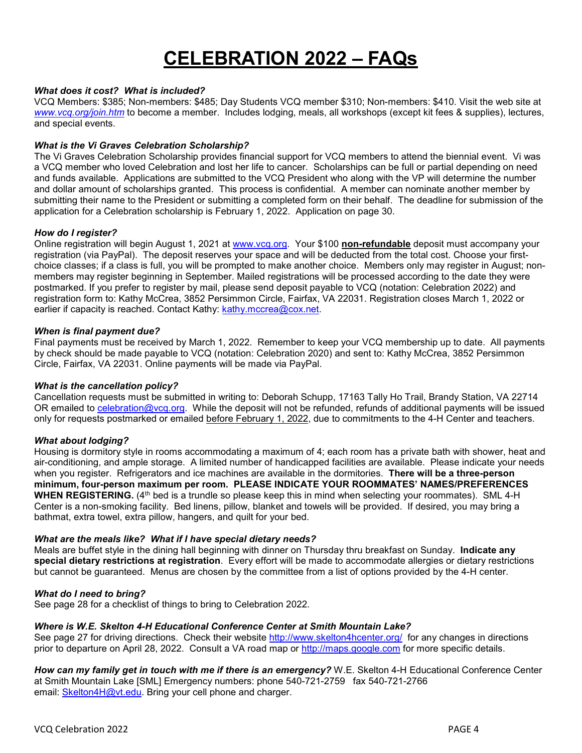# CELEBRATION 2022 – FAQs

***What does it cost? What is included?***
VCQ Members: $385; Non-members: $485; Day Students VCQ member $310; Non-members: $410. Visit the web site at *www.vcq.org/join.htm* to become a member. Includes lodging, meals, all workshops (except kit fees & supplies), lectures, and special events.

***What is the Vi Graves Celebration Scholarship?***
The Vi Graves Celebration Scholarship provides financial support for VCQ members to attend the biennial event. Vi was a VCQ member who loved Celebration and lost her life to cancer. Scholarships can be full or partial depending on need and funds available. Applications are submitted to the VCQ President who along with the VP will determine the number and dollar amount of scholarships granted. This process is confidential. A member can nominate another member by submitting their name to the President or submitting a completed form on their behalf. The deadline for submission of the application for a Celebration scholarship is February 1, 2022. Application on page 30.

***How do I register?***
Online registration will begin August 1, 2021 at www.vcq.org. Your $100 **non-refundable** deposit must accompany your registration (via PayPal). The deposit reserves your space and will be deducted from the total cost. Choose your first-choice classes; if a class is full, you will be prompted to make another choice. Members only may register in August; non-members may register beginning in September. Mailed registrations will be processed according to the date they were postmarked. If you prefer to register by mail, please send deposit payable to VCQ (notation: Celebration 2022) and registration form to: Kathy McCrea, 3852 Persimmon Circle, Fairfax, VA 22031. Registration closes March 1, 2022 or earlier if capacity is reached. Contact Kathy: kathy.mccrea@cox.net.

***When is final payment due?***
Final payments must be received by March 1, 2022. Remember to keep your VCQ membership up to date. All payments by check should be made payable to VCQ (notation: Celebration 2020) and sent to: Kathy McCrea, 3852 Persimmon Circle, Fairfax, VA 22031. Online payments will be made via PayPal.

***What is the cancellation policy?***
Cancellation requests must be submitted in writing to: Deborah Schupp, 17163 Tally Ho Trail, Brandy Station, VA 22714 OR emailed to celebration@vcq.org. While the deposit will not be refunded, refunds of additional payments will be issued only for requests postmarked or emailed before February 1, 2022, due to commitments to the 4-H Center and teachers.

***What about lodging?***
Housing is dormitory style in rooms accommodating a maximum of 4; each room has a private bath with shower, heat and air-conditioning, and ample storage. A limited number of handicapped facilities are available. Please indicate your needs when you register. Refrigerators and ice machines are available in the dormitories. **There will be a three-person minimum, four-person maximum per room. PLEASE INDICATE YOUR ROOMMATES' NAMES/PREFERENCES WHEN REGISTERING.** (4th bed is a trundle so please keep this in mind when selecting your roommates). SML 4-H Center is a non-smoking facility. Bed linens, pillow, blanket and towels will be provided. If desired, you may bring a bathmat, extra towel, extra pillow, hangers, and quilt for your bed.

***What are the meals like? What if I have special dietary needs?***
Meals are buffet style in the dining hall beginning with dinner on Thursday thru breakfast on Sunday. **Indicate any special dietary restrictions at registration**. Every effort will be made to accommodate allergies or dietary restrictions but cannot be guaranteed. Menus are chosen by the committee from a list of options provided by the 4-H center.

***What do I need to bring?***
See page 28 for a checklist of things to bring to Celebration 2022.

***Where is W.E. Skelton 4-H Educational Conference Center at Smith Mountain Lake?***
See page 27 for driving directions. Check their website http://www.skelton4hcenter.org/ for any changes in directions prior to departure on April 28, 2022. Consult a VA road map or http://maps.google.com for more specific details.

***How can my family get in touch with me if there is an emergency?*** W.E. Skelton 4-H Educational Conference Center at Smith Mountain Lake [SML] Emergency numbers: phone 540-721-2759 fax 540-721-2766
email: Skelton4H@vt.edu. Bring your cell phone and charger.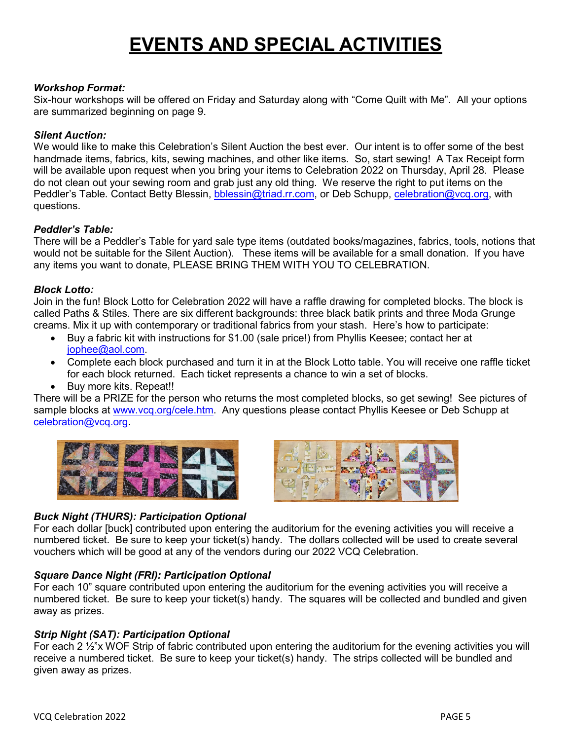# EVENTS AND SPECIAL ACTIVITIES

***Workshop Format:***
Six-hour workshops will be offered on Friday and Saturday along with "Come Quilt with Me". All your options are summarized beginning on page 9.

***Silent Auction:***
We would like to make this Celebration's Silent Auction the best ever. Our intent is to offer some of the best handmade items, fabrics, kits, sewing machines, and other like items. So, start sewing! A Tax Receipt form will be available upon request when you bring your items to Celebration 2022 on Thursday, April 28. Please do not clean out your sewing room and grab just any old thing. We reserve the right to put items on the Peddler's Table. Contact Betty Blessin, bblessin@triad.rr.com, or Deb Schupp, celebration@vcq.org, with questions.

***Peddler's Table:***
There will be a Peddler's Table for yard sale type items (outdated books/magazines, fabrics, tools, notions that would not be suitable for the Silent Auction). These items will be available for a small donation. If you have any items you want to donate, PLEASE BRING THEM WITH YOU TO CELEBRATION.

***Block Lotto:***
Join in the fun! Block Lotto for Celebration 2022 will have a raffle drawing for completed blocks. The block is called Paths & Stiles. There are six different backgrounds: three black batik prints and three Moda Grunge creams. Mix it up with contemporary or traditional fabrics from your stash. Here's how to participate:

- Buy a fabric kit with instructions for $1.00 (sale price!) from Phyllis Keesee; contact her at jophee@aol.com.
- Complete each block purchased and turn it in at the Block Lotto table. You will receive one raffle ticket for each block returned. Each ticket represents a chance to win a set of blocks.
- Buy more kits. Repeat!!

There will be a PRIZE for the person who returns the most completed blocks, so get sewing! See pictures of sample blocks at www.vcq.org/cele.htm. Any questions please contact Phyllis Keesee or Deb Schupp at celebration@vcq.org.

***Buck Night (THURS): Participation Optional***
For each dollar [buck] contributed upon entering the auditorium for the evening activities you will receive a numbered ticket. Be sure to keep your ticket(s) handy. The dollars collected will be used to create several vouchers which will be good at any of the vendors during our 2022 VCQ Celebration.

***Square Dance Night (FRI): Participation Optional***
For each 10" square contributed upon entering the auditorium for the evening activities you will receive a numbered ticket. Be sure to keep your ticket(s) handy. The squares will be collected and bundled and given away as prizes.

***Strip Night (SAT): Participation Optional***
For each 2 ½"x WOF Strip of fabric contributed upon entering the auditorium for the evening activities you will receive a numbered ticket. Be sure to keep your ticket(s) handy. The strips collected will be bundled and given away as prizes.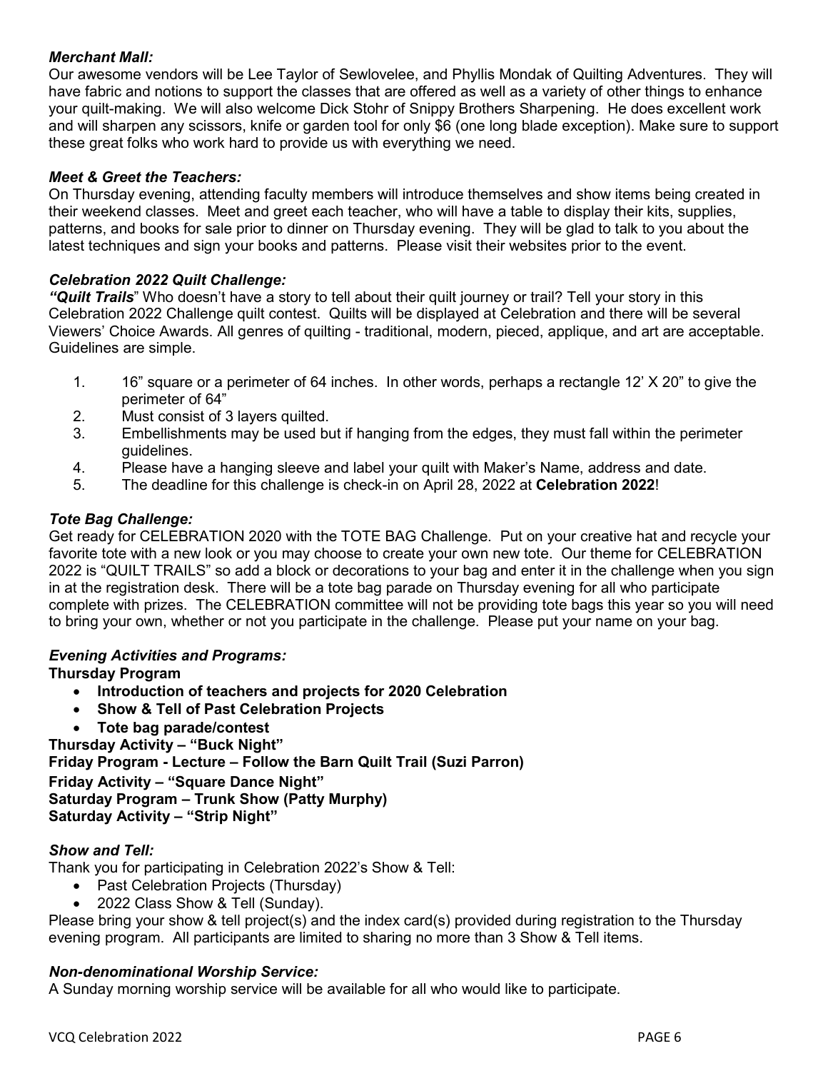### *Merchant Mall:*

Our awesome vendors will be Lee Taylor of Sewlovelee, and Phyllis Mondak of Quilting Adventures. They will have fabric and notions to support the classes that are offered as well as a variety of other things to enhance your quilt-making. We will also welcome Dick Stohr of Snippy Brothers Sharpening. He does excellent work and will sharpen any scissors, knife or garden tool for only $6 (one long blade exception). Make sure to support these great folks who work hard to provide us with everything we need.

### *Meet & Greet the Teachers:*

On Thursday evening, attending faculty members will introduce themselves and show items being created in their weekend classes. Meet and greet each teacher, who will have a table to display their kits, supplies, patterns, and books for sale prior to dinner on Thursday evening. They will be glad to talk to you about the latest techniques and sign your books and patterns. Please visit their websites prior to the event.

### *Celebration 2022 Quilt Challenge:*

***"Quilt Trails***" Who doesn't have a story to tell about their quilt journey or trail? Tell your story in this Celebration 2022 Challenge quilt contest. Quilts will be displayed at Celebration and there will be several Viewers' Choice Awards. All genres of quilting - traditional, modern, pieced, applique, and art are acceptable. Guidelines are simple.

1. 16" square or a perimeter of 64 inches. In other words, perhaps a rectangle 12' X 20" to give the perimeter of 64"
2. Must consist of 3 layers quilted.
3. Embellishments may be used but if hanging from the edges, they must fall within the perimeter guidelines.
4. Please have a hanging sleeve and label your quilt with Maker's Name, address and date.
5. The deadline for this challenge is check-in on April 28, 2022 at **Celebration 2022**!

### *Tote Bag Challenge:*

Get ready for CELEBRATION 2020 with the TOTE BAG Challenge. Put on your creative hat and recycle your favorite tote with a new look or you may choose to create your own new tote. Our theme for CELEBRATION 2022 is "QUILT TRAILS" so add a block or decorations to your bag and enter it in the challenge when you sign in at the registration desk. There will be a tote bag parade on Thursday evening for all who participate complete with prizes. The CELEBRATION committee will not be providing tote bags this year so you will need to bring your own, whether or not you participate in the challenge. Please put your name on your bag.

### *Evening Activities and Programs:*

**Thursday Program**

- **Introduction of teachers and projects for 2020 Celebration**
- **Show & Tell of Past Celebration Projects**
- **Tote bag parade/contest**

**Thursday Activity – "Buck Night"**
**Friday Program - Lecture – Follow the Barn Quilt Trail (Suzi Parron)**
**Friday Activity – "Square Dance Night"**
**Saturday Program – Trunk Show (Patty Murphy)**
**Saturday Activity – "Strip Night"**

### *Show and Tell:*

Thank you for participating in Celebration 2022's Show & Tell:

- Past Celebration Projects (Thursday)
- 2022 Class Show & Tell (Sunday).

Please bring your show & tell project(s) and the index card(s) provided during registration to the Thursday evening program. All participants are limited to sharing no more than 3 Show & Tell items.

### *Non-denominational Worship Service:*

A Sunday morning worship service will be available for all who would like to participate.